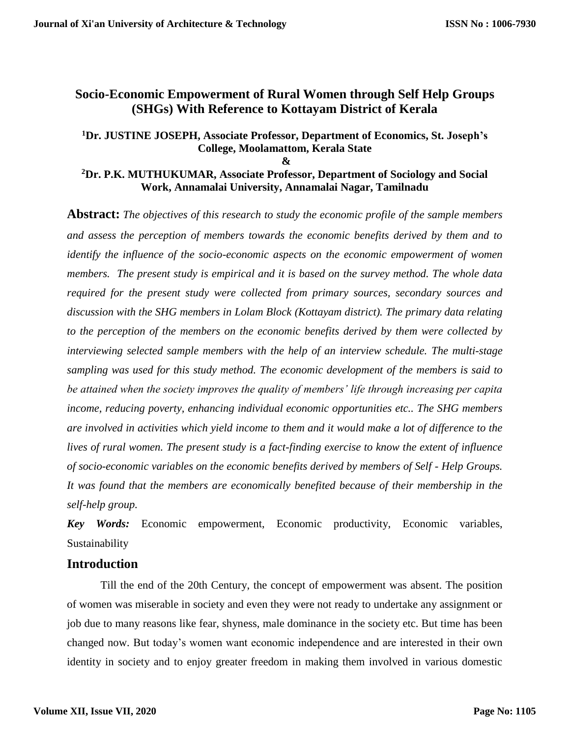# Socio-Economic Empowerment of Rural Women through Self Help Groups (SHGs) With Reference to Kottayam District of Kerala

**[1]Dr. JUSTINE JOSEPH, Associate Professor, Department of Economics, St. Joseph's College, Moolamattom, Kerala State**

**&**

**[2]Dr. P.K. MUTHUKUMAR, Associate Professor, Department of Sociology and Social Work, Annamalai University, Annamalai Nagar, Tamilnadu**

**Abstract:** *The objectives of this research to study the economic profile of the sample members and assess the perception of members towards the economic benefits derived by them and to identify the influence of the socio-economic aspects on the economic empowerment of women members. The present study is empirical and it is based on the survey method. The whole data required for the present study were collected from primary sources, secondary sources and discussion with the SHG members in Lolam Block (Kottayam district). The primary data relating to the perception of the members on the economic benefits derived by them were collected by interviewing selected sample members with the help of an interview schedule. The multi-stage sampling was used for this study method. The economic development of the members is said to be attained when the society improves the quality of members' life through increasing per capita income, reducing poverty, enhancing individual economic opportunities etc.. The SHG members are involved in activities which yield income to them and it would make a lot of difference to the lives of rural women. The present study is a fact-finding exercise to know the extent of influence of socio-economic variables on the economic benefits derived by members of Self - Help Groups. It was found that the members are economically benefited because of their membership in the self-help group.*

***Key Words:*** Economic empowerment, Economic productivity, Economic variables, Sustainability

## Introduction

Till the end of the 20th Century, the concept of empowerment was absent. The position of women was miserable in society and even they were not ready to undertake any assignment or job due to many reasons like fear, shyness, male dominance in the society etc. But time has been changed now. But today's women want economic independence and are interested in their own identity in society and to enjoy greater freedom in making them involved in various domestic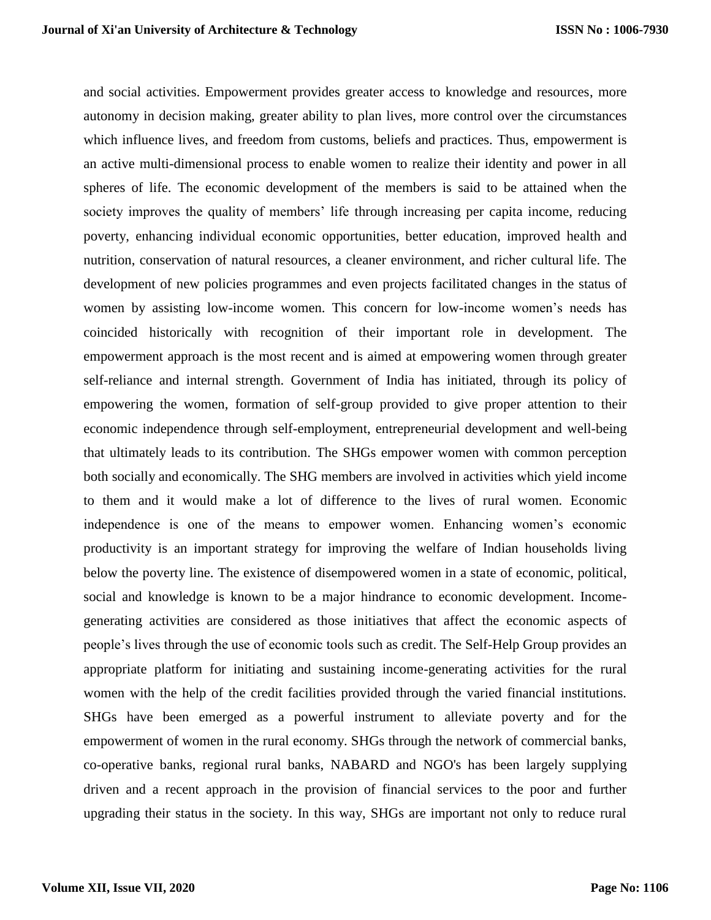and social activities. Empowerment provides greater access to knowledge and resources, more autonomy in decision making, greater ability to plan lives, more control over the circumstances which influence lives, and freedom from customs, beliefs and practices. Thus, empowerment is an active multi-dimensional process to enable women to realize their identity and power in all spheres of life. The economic development of the members is said to be attained when the society improves the quality of members' life through increasing per capita income, reducing poverty, enhancing individual economic opportunities, better education, improved health and nutrition, conservation of natural resources, a cleaner environment, and richer cultural life. The development of new policies programmes and even projects facilitated changes in the status of women by assisting low-income women. This concern for low-income women's needs has coincided historically with recognition of their important role in development. The empowerment approach is the most recent and is aimed at empowering women through greater self-reliance and internal strength. Government of India has initiated, through its policy of empowering the women, formation of self-group provided to give proper attention to their economic independence through self-employment, entrepreneurial development and well-being that ultimately leads to its contribution. The SHGs empower women with common perception both socially and economically. The SHG members are involved in activities which yield income to them and it would make a lot of difference to the lives of rural women. Economic independence is one of the means to empower women. Enhancing women's economic productivity is an important strategy for improving the welfare of Indian households living below the poverty line. The existence of disempowered women in a state of economic, political, social and knowledge is known to be a major hindrance to economic development. Income-generating activities are considered as those initiatives that affect the economic aspects of people's lives through the use of economic tools such as credit. The Self-Help Group provides an appropriate platform for initiating and sustaining income-generating activities for the rural women with the help of the credit facilities provided through the varied financial institutions. SHGs have been emerged as a powerful instrument to alleviate poverty and for the empowerment of women in the rural economy. SHGs through the network of commercial banks, co-operative banks, regional rural banks, NABARD and NGO's has been largely supplying driven and a recent approach in the provision of financial services to the poor and further upgrading their status in the society. In this way, SHGs are important not only to reduce rural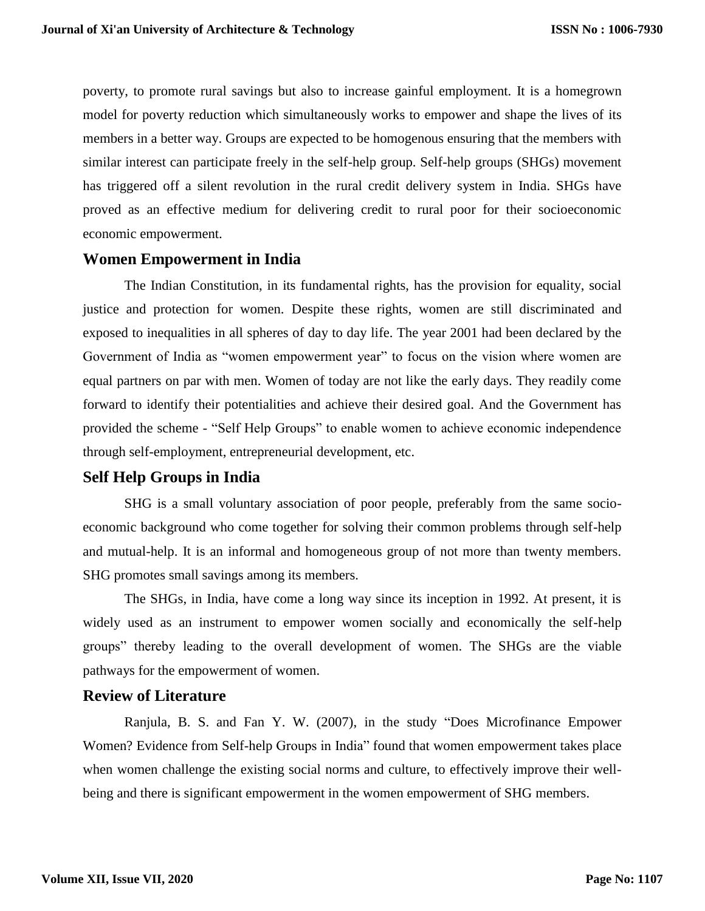poverty, to promote rural savings but also to increase gainful employment. It is a homegrown model for poverty reduction which simultaneously works to empower and shape the lives of its members in a better way. Groups are expected to be homogenous ensuring that the members with similar interest can participate freely in the self-help group. Self-help groups (SHGs) movement has triggered off a silent revolution in the rural credit delivery system in India. SHGs have proved as an effective medium for delivering credit to rural poor for their socioeconomic economic empowerment.

## Women Empowerment in India

The Indian Constitution, in its fundamental rights, has the provision for equality, social justice and protection for women. Despite these rights, women are still discriminated and exposed to inequalities in all spheres of day to day life. The year 2001 had been declared by the Government of India as "women empowerment year" to focus on the vision where women are equal partners on par with men. Women of today are not like the early days. They readily come forward to identify their potentialities and achieve their desired goal. And the Government has provided the scheme - "Self Help Groups" to enable women to achieve economic independence through self-employment, entrepreneurial development, etc.

## Self Help Groups in India

SHG is a small voluntary association of poor people, preferably from the same socio-economic background who come together for solving their common problems through self-help and mutual-help. It is an informal and homogeneous group of not more than twenty members. SHG promotes small savings among its members.

The SHGs, in India, have come a long way since its inception in 1992. At present, it is widely used as an instrument to empower women socially and economically the self-help groups" thereby leading to the overall development of women. The SHGs are the viable pathways for the empowerment of women.

## Review of Literature

Ranjula, B. S. and Fan Y. W. (2007), in the study "Does Microfinance Empower Women? Evidence from Self-help Groups in India" found that women empowerment takes place when women challenge the existing social norms and culture, to effectively improve their well-being and there is significant empowerment in the women empowerment of SHG members.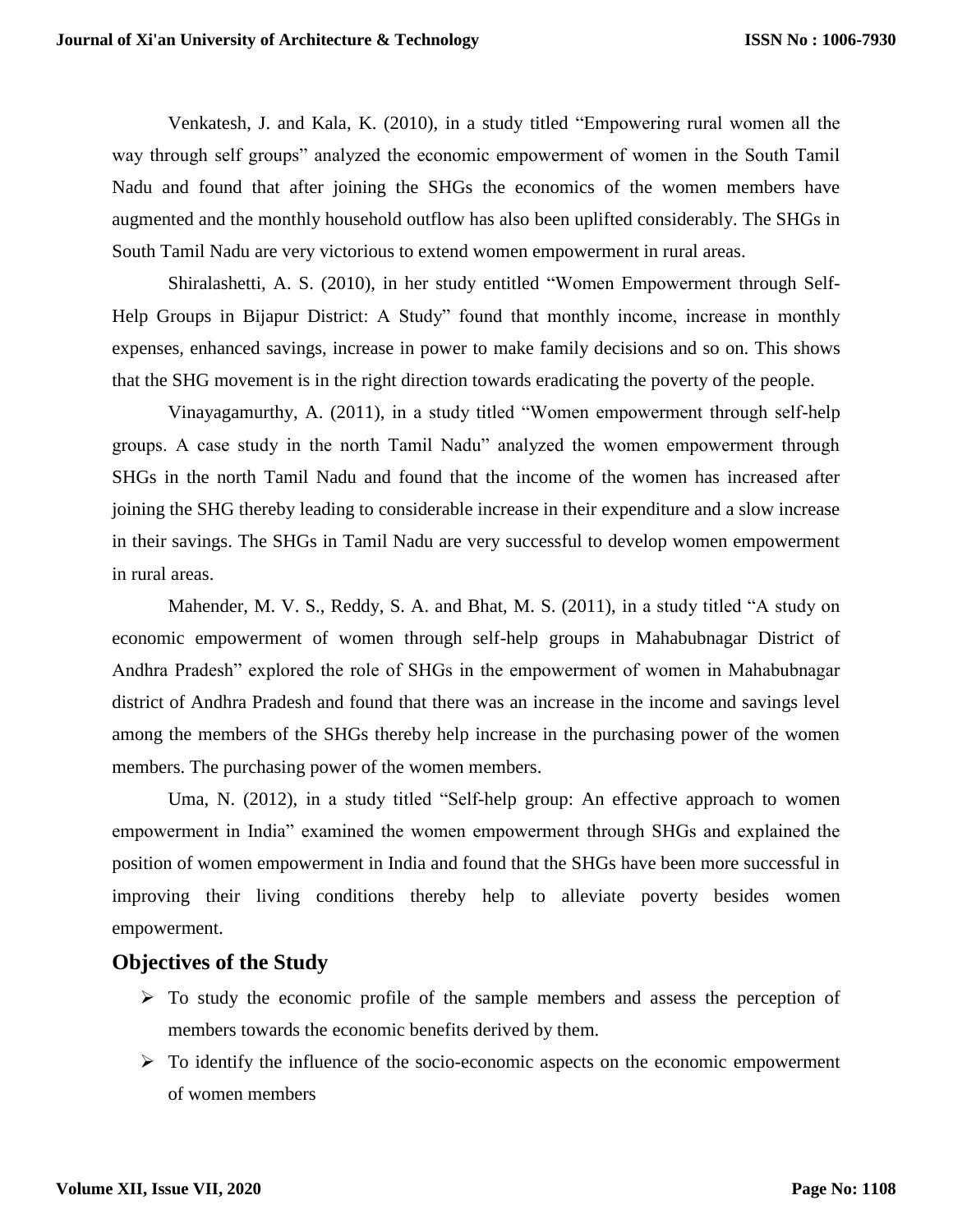Venkatesh, J. and Kala, K. (2010), in a study titled "Empowering rural women all the way through self groups" analyzed the economic empowerment of women in the South Tamil Nadu and found that after joining the SHGs the economics of the women members have augmented and the monthly household outflow has also been uplifted considerably. The SHGs in South Tamil Nadu are very victorious to extend women empowerment in rural areas.

Shiralashetti, A. S. (2010), in her study entitled "Women Empowerment through Self-Help Groups in Bijapur District: A Study" found that monthly income, increase in monthly expenses, enhanced savings, increase in power to make family decisions and so on. This shows that the SHG movement is in the right direction towards eradicating the poverty of the people.

Vinayagamurthy, A. (2011), in a study titled "Women empowerment through self-help groups. A case study in the north Tamil Nadu" analyzed the women empowerment through SHGs in the north Tamil Nadu and found that the income of the women has increased after joining the SHG thereby leading to considerable increase in their expenditure and a slow increase in their savings. The SHGs in Tamil Nadu are very successful to develop women empowerment in rural areas.

Mahender, M. V. S., Reddy, S. A. and Bhat, M. S. (2011), in a study titled "A study on economic empowerment of women through self-help groups in Mahabubnagar District of Andhra Pradesh" explored the role of SHGs in the empowerment of women in Mahabubnagar district of Andhra Pradesh and found that there was an increase in the income and savings level among the members of the SHGs thereby help increase in the purchasing power of the women members. The purchasing power of the women members.

Uma, N. (2012), in a study titled "Self-help group: An effective approach to women empowerment in India" examined the women empowerment through SHGs and explained the position of women empowerment in India and found that the SHGs have been more successful in improving their living conditions thereby help to alleviate poverty besides women empowerment.

## Objectives of the Study

- To study the economic profile of the sample members and assess the perception of members towards the economic benefits derived by them.
- To identify the influence of the socio-economic aspects on the economic empowerment of women members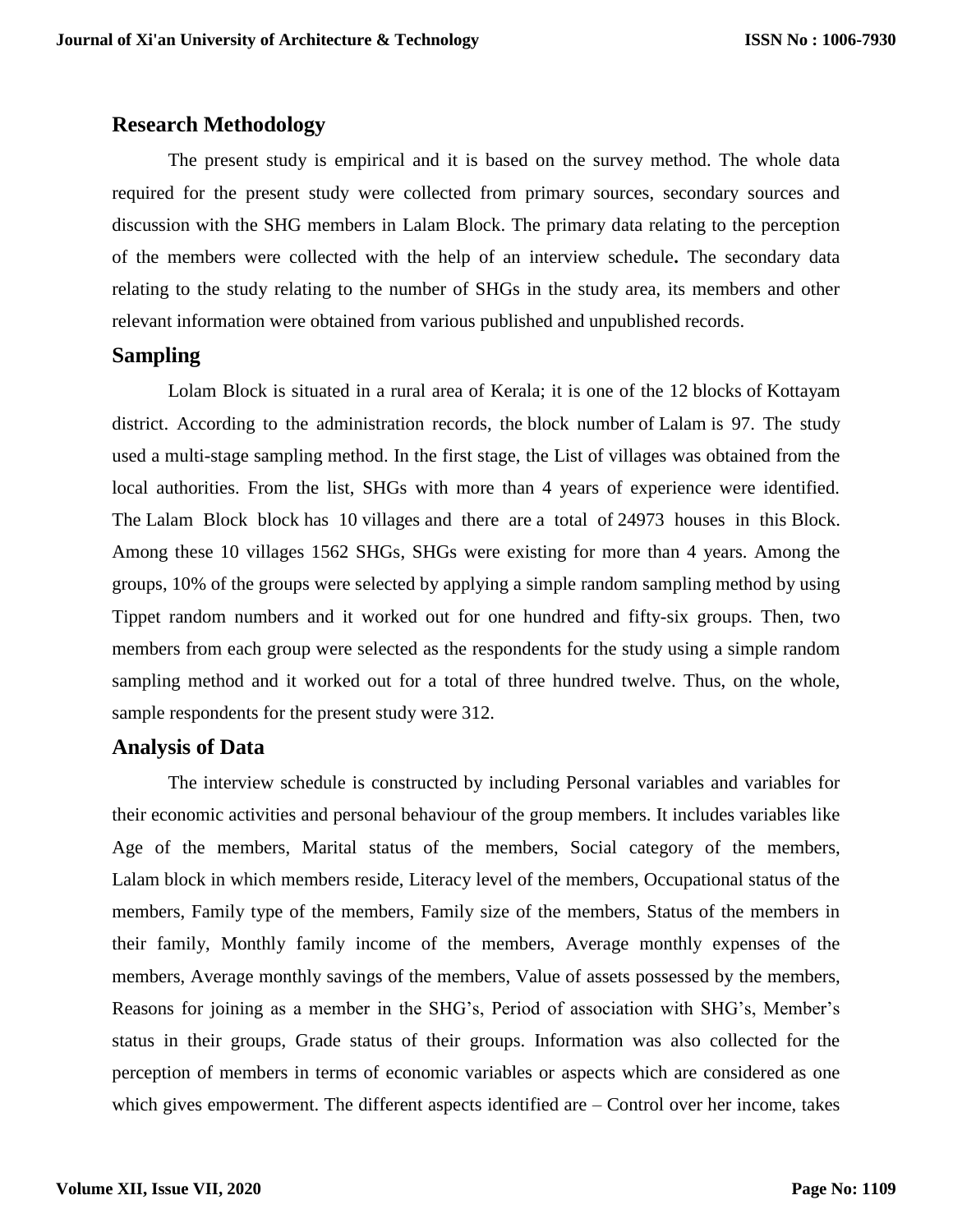## Research Methodology

The present study is empirical and it is based on the survey method. The whole data required for the present study were collected from primary sources, secondary sources and discussion with the SHG members in Lalam Block. The primary data relating to the perception of the members were collected with the help of an interview schedule**.** The secondary data relating to the study relating to the number of SHGs in the study area, its members and other relevant information were obtained from various published and unpublished records.

## Sampling

Lolam Block is situated in a rural area of Kerala; it is one of the 12 blocks of Kottayam district. According to the administration records, the block number of Lalam is 97. The study used a multi-stage sampling method. In the first stage, the List of villages was obtained from the local authorities. From the list, SHGs with more than 4 years of experience were identified. The Lalam Block block has 10 villages and there are a total of 24973 houses in this Block. Among these 10 villages 1562 SHGs, SHGs were existing for more than 4 years. Among the groups, 10% of the groups were selected by applying a simple random sampling method by using Tippet random numbers and it worked out for one hundred and fifty-six groups. Then, two members from each group were selected as the respondents for the study using a simple random sampling method and it worked out for a total of three hundred twelve. Thus, on the whole, sample respondents for the present study were 312.

## Analysis of Data

The interview schedule is constructed by including Personal variables and variables for their economic activities and personal behaviour of the group members. It includes variables like Age of the members, Marital status of the members, Social category of the members, Lalam block in which members reside, Literacy level of the members, Occupational status of the members, Family type of the members, Family size of the members, Status of the members in their family, Monthly family income of the members, Average monthly expenses of the members, Average monthly savings of the members, Value of assets possessed by the members, Reasons for joining as a member in the SHG's, Period of association with SHG's, Member's status in their groups, Grade status of their groups. Information was also collected for the perception of members in terms of economic variables or aspects which are considered as one which gives empowerment. The different aspects identified are – Control over her income, takes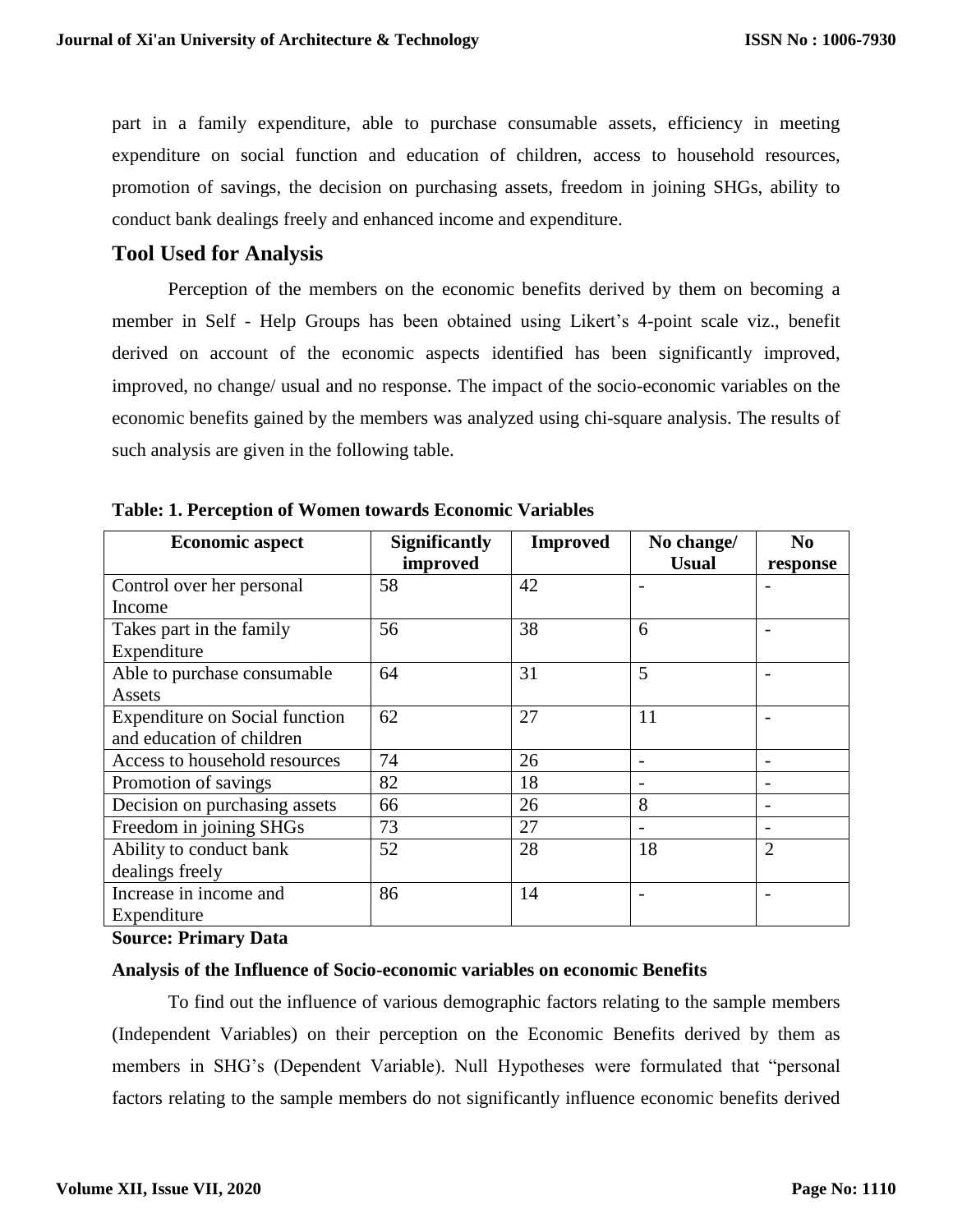part in a family expenditure, able to purchase consumable assets, efficiency in meeting expenditure on social function and education of children, access to household resources, promotion of savings, the decision on purchasing assets, freedom in joining SHGs, ability to conduct bank dealings freely and enhanced income and expenditure.

## Tool Used for Analysis

Perception of the members on the economic benefits derived by them on becoming a member in Self - Help Groups has been obtained using Likert's 4-point scale viz., benefit derived on account of the economic aspects identified has been significantly improved, improved, no change/ usual and no response. The impact of the socio-economic variables on the economic benefits gained by the members was analyzed using chi-square analysis. The results of such analysis are given in the following table.

**Table: 1. Perception of Women towards Economic Variables**

| Economic aspect | Significantly improved | Improved | No change/ Usual | No response |
|---|---|---|---|---|
| Control over her personal Income | 58 | 42 | - | - |
| Takes part in the family Expenditure | 56 | 38 | 6 | - |
| Able to purchase consumable Assets | 64 | 31 | 5 | - |
| Expenditure on Social function and education of children | 62 | 27 | 11 | - |
| Access to household resources | 74 | 26 | - | - |
| Promotion of savings | 82 | 18 | - | - |
| Decision on purchasing assets | 66 | 26 | 8 | - |
| Freedom in joining SHGs | 73 | 27 | - | - |
| Ability to conduct bank dealings freely | 52 | 28 | 18 | 2 |
| Increase in income and Expenditure | 86 | 14 | - | - |

**Source: Primary Data**

**Analysis of the Influence of Socio-economic variables on economic Benefits**

To find out the influence of various demographic factors relating to the sample members (Independent Variables) on their perception on the Economic Benefits derived by them as members in SHG's (Dependent Variable). Null Hypotheses were formulated that "personal factors relating to the sample members do not significantly influence economic benefits derived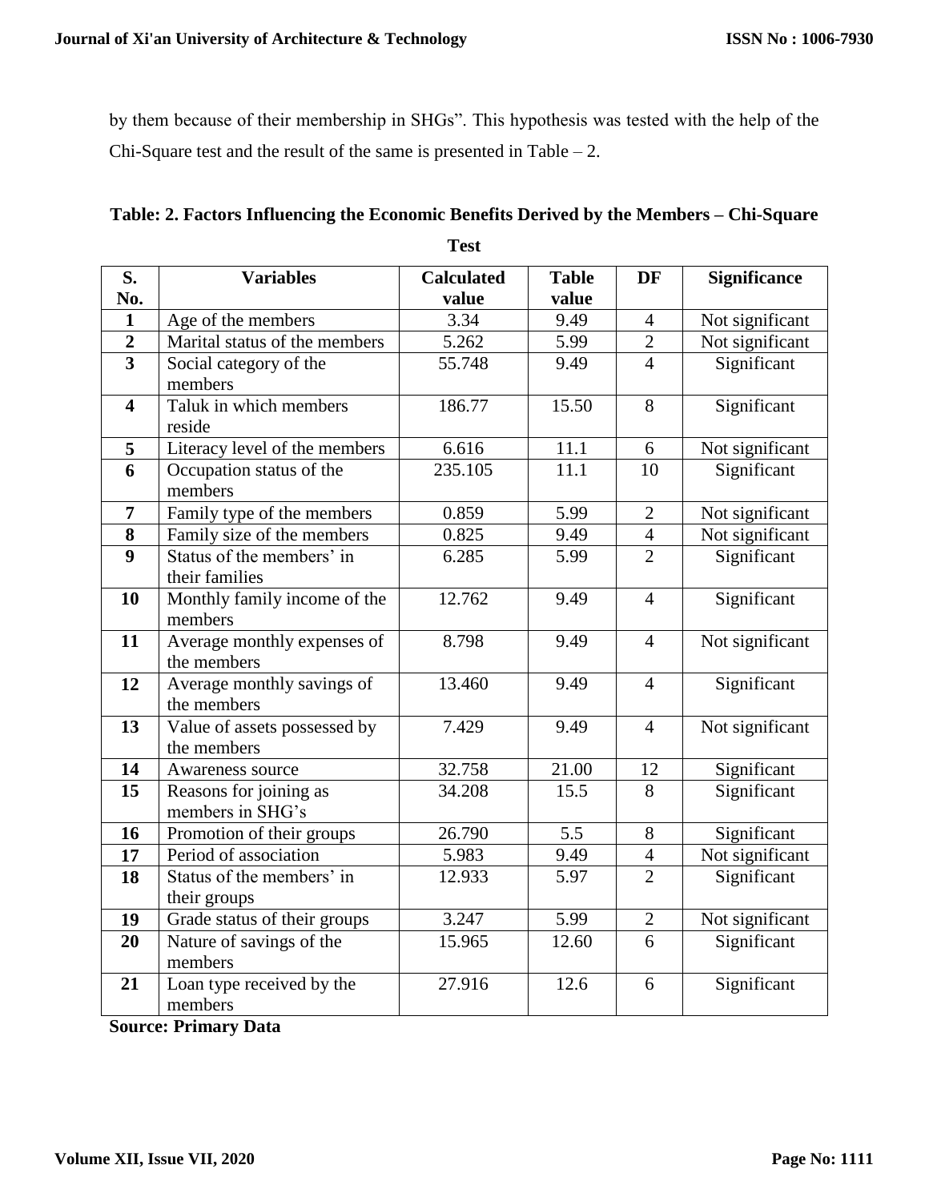by them because of their membership in SHGs". This hypothesis was tested with the help of the Chi-Square test and the result of the same is presented in Table – 2.

**Table: 2. Factors Influencing the Economic Benefits Derived by the Members – Chi-Square Test**

| S. No. | Variables | Calculated value | Table value | DF | Significance |
|---|---|---|---|---|---|
| **1** | Age of the members | 3.34 | 9.49 | 4 | Not significant |
| **2** | Marital status of the members | 5.262 | 5.99 | 2 | Not significant |
| **3** | Social category of the members | 55.748 | 9.49 | 4 | Significant |
| **4** | Taluk in which members reside | 186.77 | 15.50 | 8 | Significant |
| **5** | Literacy level of the members | 6.616 | 11.1 | 6 | Not significant |
| **6** | Occupation status of the members | 235.105 | 11.1 | 10 | Significant |
| **7** | Family type of the members | 0.859 | 5.99 | 2 | Not significant |
| **8** | Family size of the members | 0.825 | 9.49 | 4 | Not significant |
| **9** | Status of the members' in their families | 6.285 | 5.99 | 2 | Significant |
| **10** | Monthly family income of the members | 12.762 | 9.49 | 4 | Significant |
| **11** | Average monthly expenses of the members | 8.798 | 9.49 | 4 | Not significant |
| **12** | Average monthly savings of the members | 13.460 | 9.49 | 4 | Significant |
| **13** | Value of assets possessed by the members | 7.429 | 9.49 | 4 | Not significant |
| **14** | Awareness source | 32.758 | 21.00 | 12 | Significant |
| **15** | Reasons for joining as members in SHG's | 34.208 | 15.5 | 8 | Significant |
| **16** | Promotion of their groups | 26.790 | 5.5 | 8 | Significant |
| **17** | Period of association | 5.983 | 9.49 | 4 | Not significant |
| **18** | Status of the members' in their groups | 12.933 | 5.97 | 2 | Significant |
| **19** | Grade status of their groups | 3.247 | 5.99 | 2 | Not significant |
| **20** | Nature of savings of the members | 15.965 | 12.60 | 6 | Significant |
| **21** | Loan type received by the members | 27.916 | 12.6 | 6 | Significant |

**Source: Primary Data**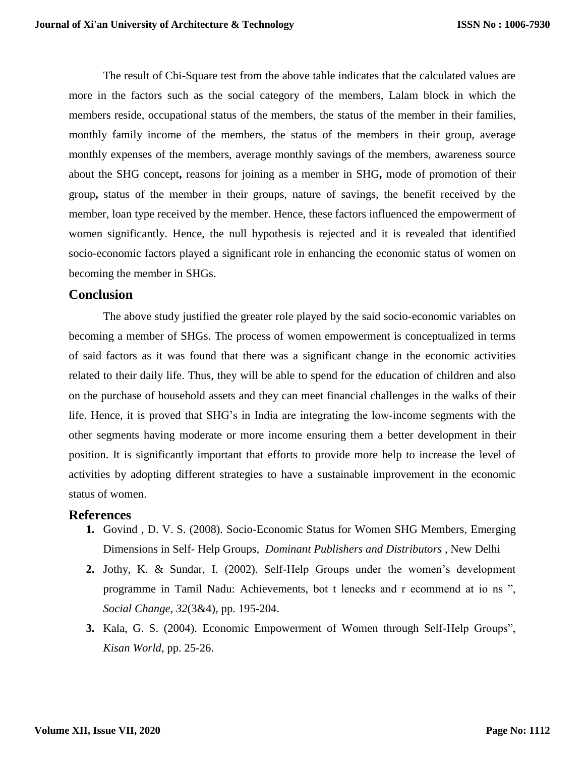The result of Chi-Square test from the above table indicates that the calculated values are more in the factors such as the social category of the members, Lalam block in which the members reside, occupational status of the members, the status of the member in their families, monthly family income of the members, the status of the members in their group, average monthly expenses of the members, average monthly savings of the members, awareness source about the SHG concept**,** reasons for joining as a member in SHG**,** mode of promotion of their group**,** status of the member in their groups, nature of savings, the benefit received by the member, loan type received by the member. Hence, these factors influenced the empowerment of women significantly. Hence, the null hypothesis is rejected and it is revealed that identified socio-economic factors played a significant role in enhancing the economic status of women on becoming the member in SHGs.

## Conclusion

The above study justified the greater role played by the said socio-economic variables on becoming a member of SHGs. The process of women empowerment is conceptualized in terms of said factors as it was found that there was a significant change in the economic activities related to their daily life. Thus, they will be able to spend for the education of children and also on the purchase of household assets and they can meet financial challenges in the walks of their life. Hence, it is proved that SHG's in India are integrating the low-income segments with the other segments having moderate or more income ensuring them a better development in their position. It is significantly important that efforts to provide more help to increase the level of activities by adopting different strategies to have a sustainable improvement in the economic status of women.

## References

1. Govind , D. V. S. (2008). Socio-Economic Status for Women SHG Members, Emerging Dimensions in Self- Help Groups, *Dominant Publishers and Distributors* , New Delhi
2. Jothy, K. & Sundar, I. (2002). Self-Help Groups under the women's development programme in Tamil Nadu: Achievements, bot t lenecks and r ecommend at io ns ", *Social Change*, *32*(3&4), pp. 195-204.
3. Kala, G. S. (2004). Economic Empowerment of Women through Self-Help Groups", *Kisan World*, pp. 25-26.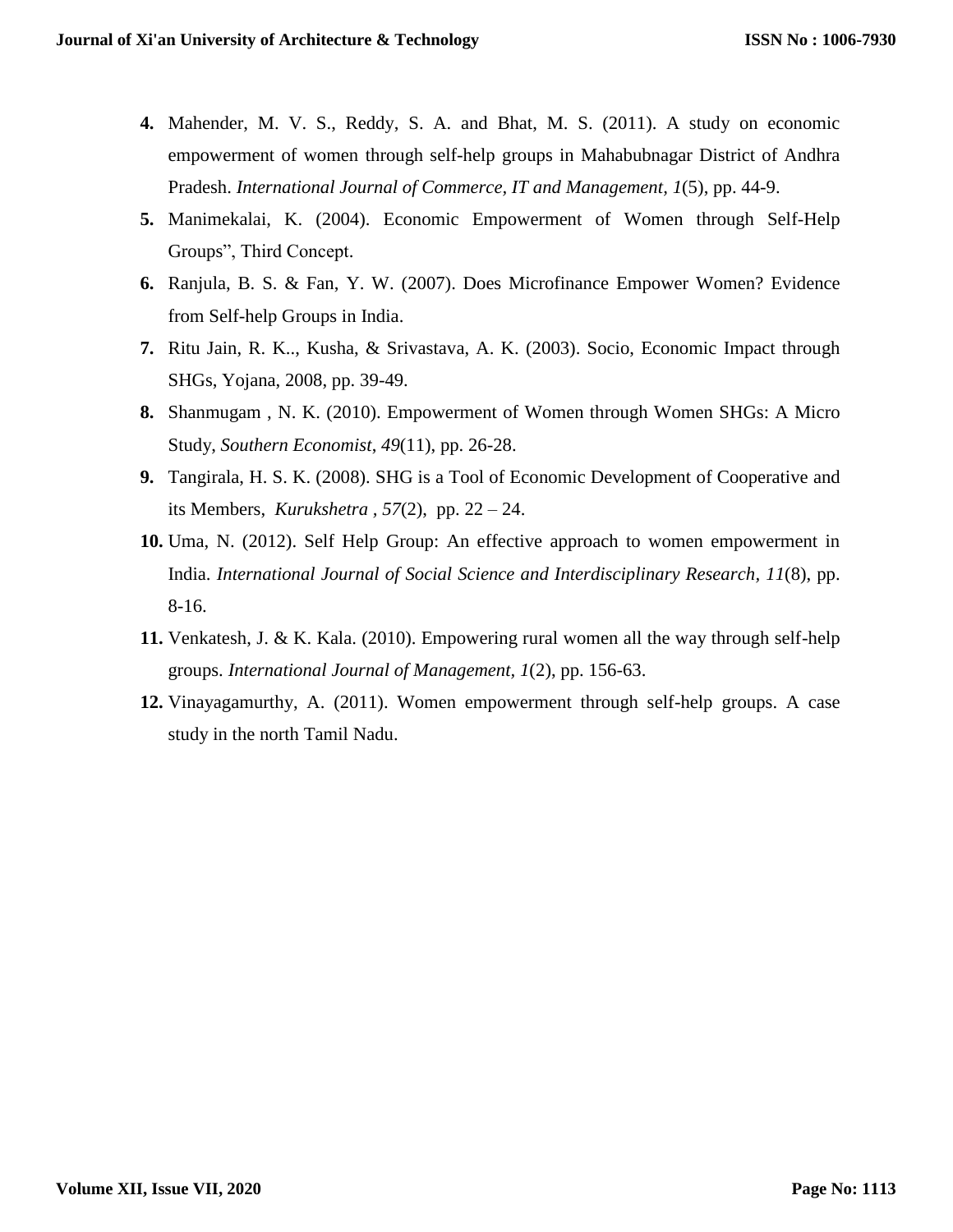4. Mahender, M. V. S., Reddy, S. A. and Bhat, M. S. (2011). A study on economic empowerment of women through self-help groups in Mahabubnagar District of Andhra Pradesh. *International Journal of Commerce, IT and Management*, *1*(5), pp. 44-9.
5. Manimekalai, K. (2004). Economic Empowerment of Women through Self-Help Groups", Third Concept.
6. Ranjula, B. S. & Fan, Y. W. (2007). Does Microfinance Empower Women? Evidence from Self-help Groups in India.
7. Ritu Jain, R. K.., Kusha, & Srivastava, A. K. (2003). Socio, Economic Impact through SHGs, Yojana, 2008, pp. 39-49.
8. Shanmugam , N. K. (2010). Empowerment of Women through Women SHGs: A Micro Study, *Southern Economist*, *49*(11), pp. 26-28.
9. Tangirala, H. S. K. (2008). SHG is a Tool of Economic Development of Cooperative and its Members, *Kurukshetra* , *57*(2), pp. 22 – 24.
10. Uma, N. (2012). Self Help Group: An effective approach to women empowerment in India. *International Journal of Social Science and Interdisciplinary Research*, *11*(8), pp. 8-16.
11. Venkatesh, J. & K. Kala. (2010). Empowering rural women all the way through self-help groups. *International Journal of Management, 1*(2), pp. 156-63.
12. Vinayagamurthy, A. (2011). Women empowerment through self-help groups. A case study in the north Tamil Nadu.